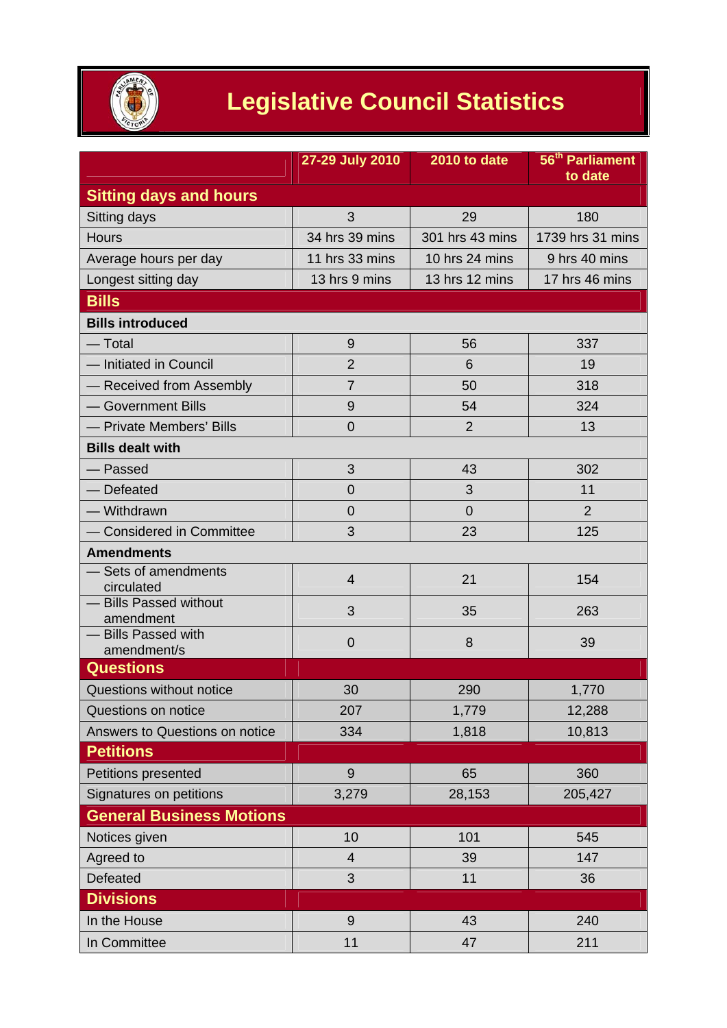# Legislative Council Statistics

| | 27-29 July 2010 | 2010 to date | 56th Parliament to date |
|---|---|---|---|
| **Sitting days and hours** | | | |
| Sitting days | 3 | 29 | 180 |
| Hours | 34 hrs 39 mins | 301 hrs 43 mins | 1739 hrs 31 mins |
| Average hours per day | 11 hrs 33 mins | 10 hrs 24 mins | 9 hrs 40 mins |
| Longest sitting day | 13 hrs 9 mins | 13 hrs 12 mins | 17 hrs 46 mins |
| **Bills** | | | |
| **Bills introduced** | | | |
| — Total | 9 | 56 | 337 |
| — Initiated in Council | 2 | 6 | 19 |
| — Received from Assembly | 7 | 50 | 318 |
| — Government Bills | 9 | 54 | 324 |
| — Private Members' Bills | 0 | 2 | 13 |
| **Bills dealt with** | | | |
| — Passed | 3 | 43 | 302 |
| — Defeated | 0 | 3 | 11 |
| — Withdrawn | 0 | 0 | 2 |
| — Considered in Committee | 3 | 23 | 125 |
| **Amendments** | | | |
| — Sets of amendments circulated | 4 | 21 | 154 |
| — Bills Passed without amendment | 3 | 35 | 263 |
| — Bills Passed with amendment/s | 0 | 8 | 39 |
| **Questions** | | | |
| Questions without notice | 30 | 290 | 1,770 |
| Questions on notice | 207 | 1,779 | 12,288 |
| Answers to Questions on notice | 334 | 1,818 | 10,813 |
| **Petitions** | | | |
| Petitions presented | 9 | 65 | 360 |
| Signatures on petitions | 3,279 | 28,153 | 205,427 |
| **General Business Motions** | | | |
| Notices given | 10 | 101 | 545 |
| Agreed to | 4 | 39 | 147 |
| Defeated | 3 | 11 | 36 |
| **Divisions** | | | |
| In the House | 9 | 43 | 240 |
| In Committee | 11 | 47 | 211 |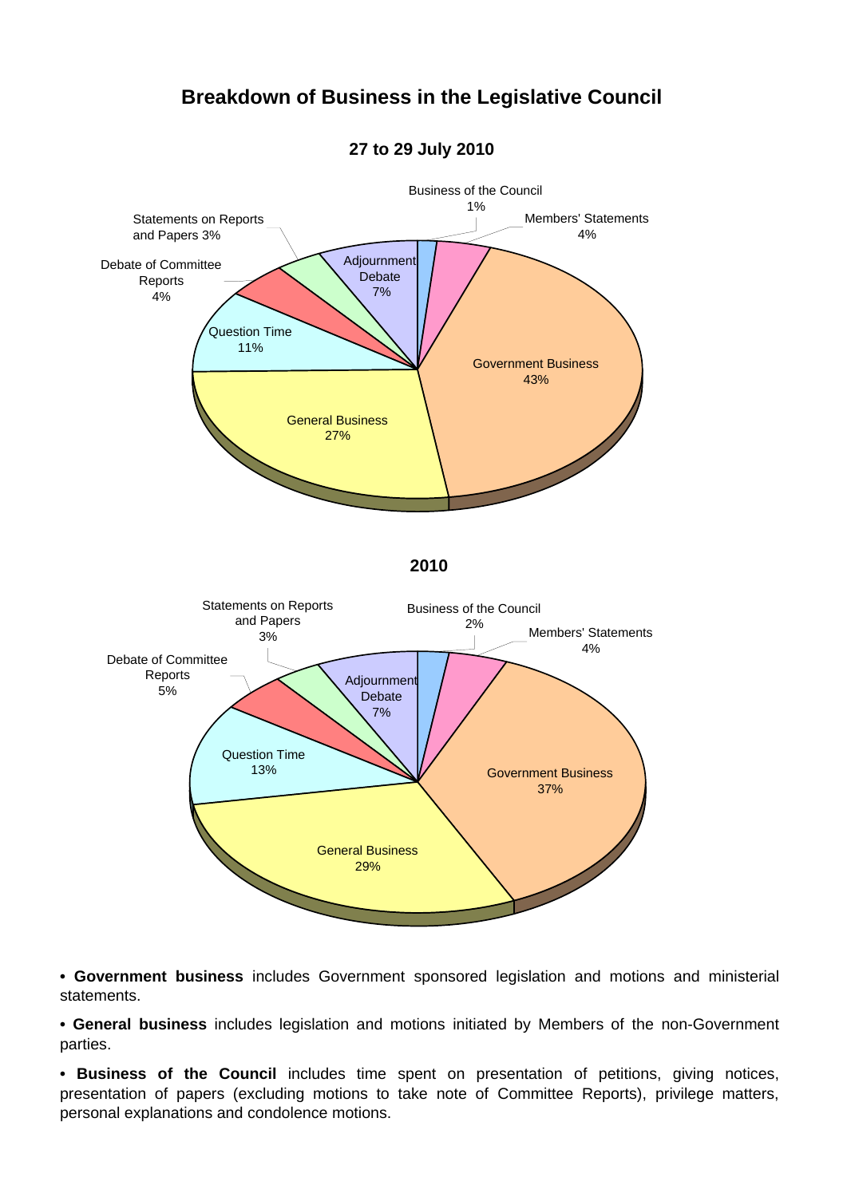# Breakdown of Business in the Legislative Council

## 27 to 29 July 2010

Business of the Council 1%
Members' Statements 4%
Government Business 43%
General Business 27%
Question Time 11%
Debate of Committee Reports 4%
Statements on Reports and Papers 3%
Adjournment Debate 7%

## 2010

Business of the Council 2%
Members' Statements 4%
Government Business 37%
General Business 29%
Question Time 13%
Debate of Committee Reports 5%
Statements on Reports and Papers 3%
Adjournment Debate 7%

- **Government business** includes Government sponsored legislation and motions and ministerial statements.
- **General business** includes legislation and motions initiated by Members of the non-Government parties.
- **Business of the Council** includes time spent on presentation of petitions, giving notices, presentation of papers (excluding motions to take note of Committee Reports), privilege matters, personal explanations and condolence motions.